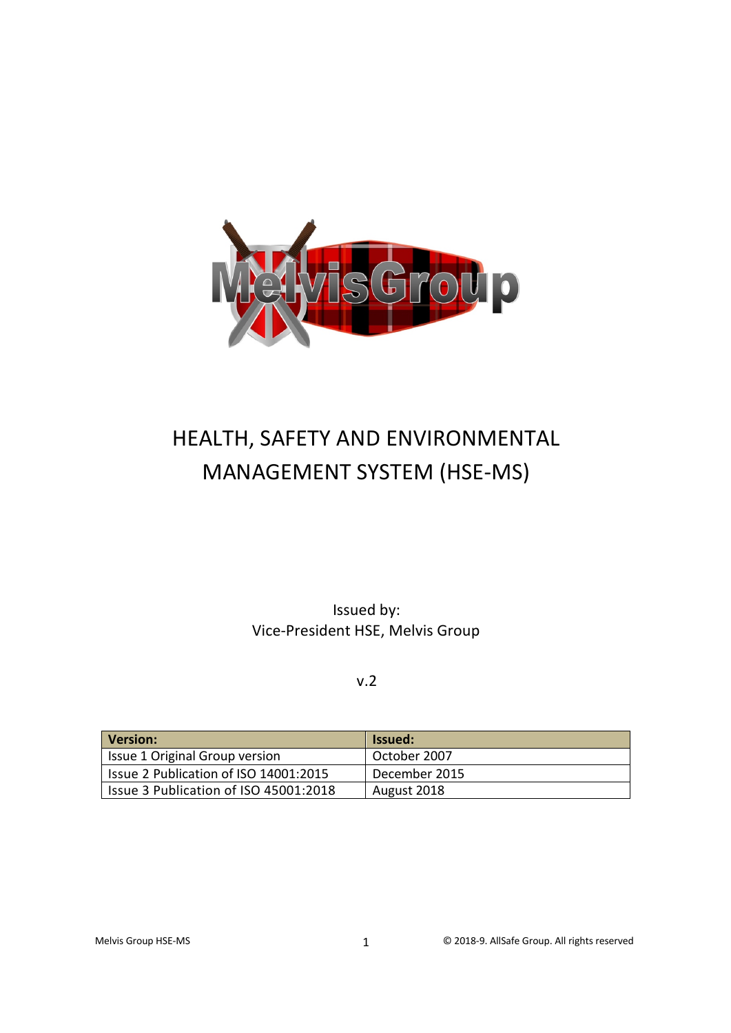# HEALTH, SAFETY AND ENVIRONMENTAL MANAGEMENT SYSTEM (HSE-MS)

Issued by:
Vice-President HSE, Melvis Group

v.2

| Version: | Issued: |
| --- | --- |
| Issue 1 Original Group version | October 2007 |
| Issue 2 Publication of ISO 14001:2015 | December 2015 |
| Issue 3 Publication of ISO 45001:2018 | August 2018 |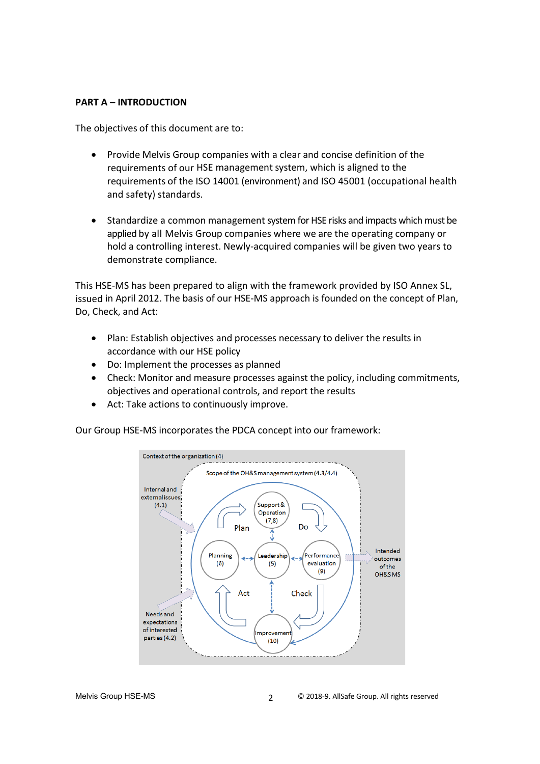## PART A – INTRODUCTION

The objectives of this document are to:

- Provide Melvis Group companies with a clear and concise definition of the requirements of our HSE management system, which is aligned to the requirements of the ISO 14001 (environment) and ISO 45001 (occupational health and safety) standards.

- Standardize a common management system for HSE risks and impacts which must be applied by all Melvis Group companies where we are the operating company or hold a controlling interest. Newly-acquired companies will be given two years to demonstrate compliance.

This HSE-MS has been prepared to align with the framework provided by ISO Annex SL, issued in April 2012. The basis of our HSE-MS approach is founded on the concept of Plan, Do, Check, and Act:

- Plan: Establish objectives and processes necessary to deliver the results in accordance with our HSE policy
- Do: Implement the processes as planned
- Check: Monitor and measure processes against the policy, including commitments, objectives and operational controls, and report the results
- Act: Take actions to continuously improve.

Our Group HSE-MS incorporates the PDCA concept into our framework:

Context of the organization (4)

Scope of the OH&S management system (4.3/4.4)

Internal and external issues (4.1)

Needs and expectations of interested parties (4.2)

Support & Operation (7,8)

Planning (6)

Leadership (5)

Performance evaluation (9)

Improvement (10)

Plan

Do

Check

Act

Intended outcomes of the OH&S MS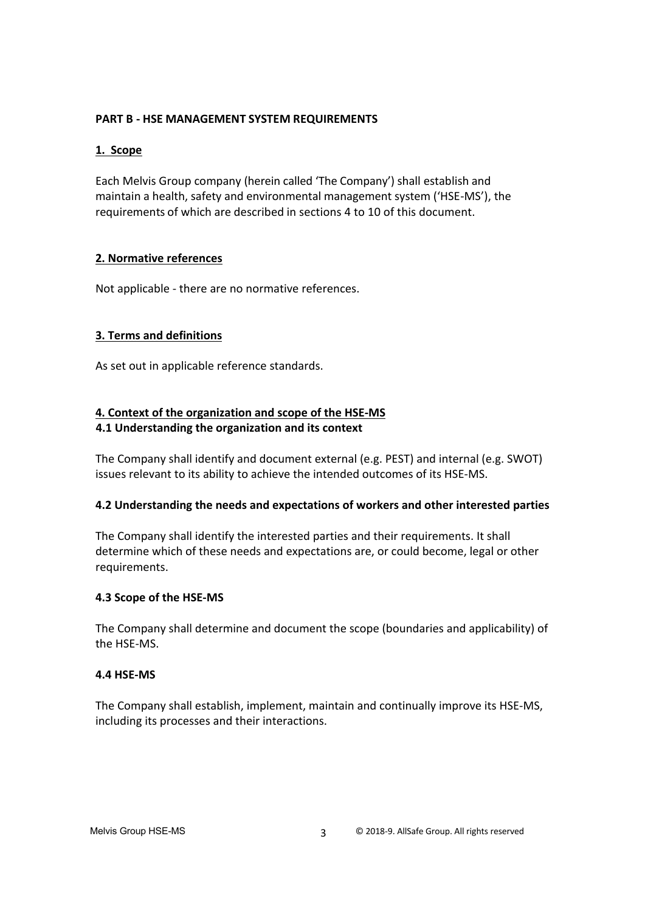## PART B - HSE MANAGEMENT SYSTEM REQUIREMENTS

### 1. Scope

Each Melvis Group company (herein called 'The Company') shall establish and maintain a health, safety and environmental management system ('HSE-MS'), the requirements of which are described in sections 4 to 10 of this document.

### 2. Normative references

Not applicable - there are no normative references.

### 3. Terms and definitions

As set out in applicable reference standards.

### 4. Context of the organization and scope of the HSE-MS

#### 4.1 Understanding the organization and its context

The Company shall identify and document external (e.g. PEST) and internal (e.g. SWOT) issues relevant to its ability to achieve the intended outcomes of its HSE-MS.

#### 4.2 Understanding the needs and expectations of workers and other interested parties

The Company shall identify the interested parties and their requirements. It shall determine which of these needs and expectations are, or could become, legal or other requirements.

#### 4.3 Scope of the HSE-MS

The Company shall determine and document the scope (boundaries and applicability) of the HSE-MS.

#### 4.4 HSE-MS

The Company shall establish, implement, maintain and continually improve its HSE-MS, including its processes and their interactions.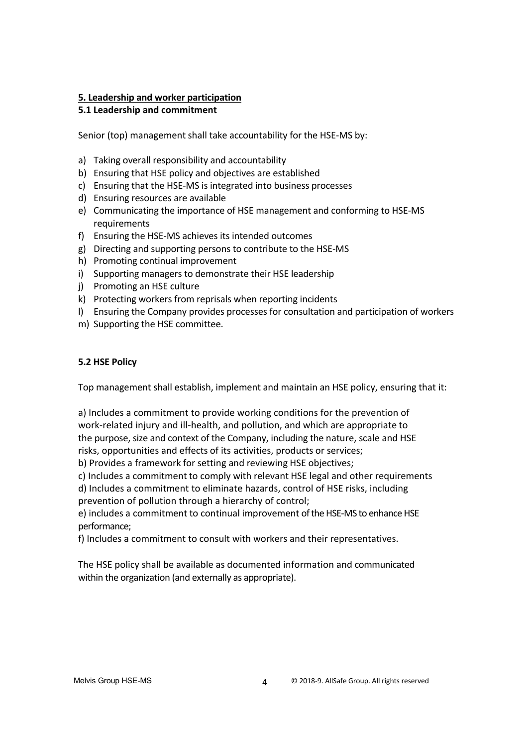## 5. Leadership and worker participation

### 5.1 Leadership and commitment

Senior (top) management shall take accountability for the HSE-MS by:

a) Taking overall responsibility and accountability
b) Ensuring that HSE policy and objectives are established
c) Ensuring that the HSE-MS is integrated into business processes
d) Ensuring resources are available
e) Communicating the importance of HSE management and conforming to HSE-MS requirements
f) Ensuring the HSE-MS achieves its intended outcomes
g) Directing and supporting persons to contribute to the HSE-MS
h) Promoting continual improvement
i) Supporting managers to demonstrate their HSE leadership
j) Promoting an HSE culture
k) Protecting workers from reprisals when reporting incidents
l) Ensuring the Company provides processes for consultation and participation of workers
m) Supporting the HSE committee.

### 5.2 HSE Policy

Top management shall establish, implement and maintain an HSE policy, ensuring that it:

a) Includes a commitment to provide working conditions for the prevention of work-related injury and ill-health, and pollution, and which are appropriate to the purpose, size and context of the Company, including the nature, scale and HSE risks, opportunities and effects of its activities, products or services;
b) Provides a framework for setting and reviewing HSE objectives;
c) Includes a commitment to comply with relevant HSE legal and other requirements
d) Includes a commitment to eliminate hazards, control of HSE risks, including prevention of pollution through a hierarchy of control;
e) includes a commitment to continual improvement of the HSE-MS to enhance HSE performance;
f) Includes a commitment to consult with workers and their representatives.

The HSE policy shall be available as documented information and communicated within the organization (and externally as appropriate).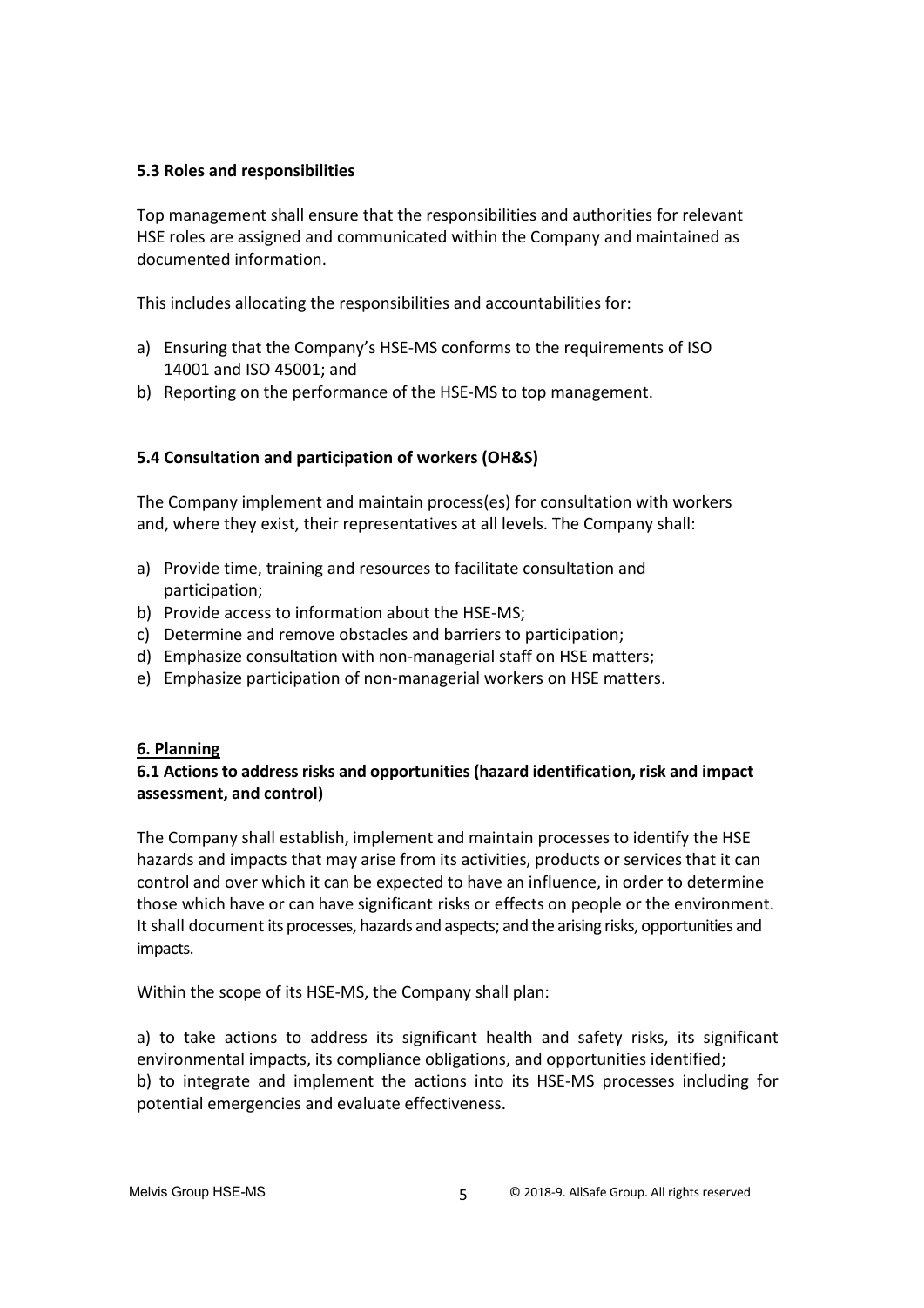### 5.3 Roles and responsibilities

Top management shall ensure that the responsibilities and authorities for relevant HSE roles are assigned and communicated within the Company and maintained as documented information.

This includes allocating the responsibilities and accountabilities for:

a) Ensuring that the Company's HSE-MS conforms to the requirements of ISO 14001 and ISO 45001; and
b) Reporting on the performance of the HSE-MS to top management.

### 5.4 Consultation and participation of workers (OH&S)

The Company implement and maintain process(es) for consultation with workers and, where they exist, their representatives at all levels. The Company shall:

a) Provide time, training and resources to facilitate consultation and participation;
b) Provide access to information about the HSE-MS;
c) Determine and remove obstacles and barriers to participation;
d) Emphasize consultation with non-managerial staff on HSE matters;
e) Emphasize participation of non-managerial workers on HSE matters.

## 6. Planning

### 6.1 Actions to address risks and opportunities (hazard identification, risk and impact assessment, and control)

The Company shall establish, implement and maintain processes to identify the HSE hazards and impacts that may arise from its activities, products or services that it can control and over which it can be expected to have an influence, in order to determine those which have or can have significant risks or effects on people or the environment. It shall document its processes, hazards and aspects; and the arising risks, opportunities and impacts.

Within the scope of its HSE-MS, the Company shall plan:

a) to take actions to address its significant health and safety risks, its significant environmental impacts, its compliance obligations, and opportunities identified;
b) to integrate and implement the actions into its HSE-MS processes including for potential emergencies and evaluate effectiveness.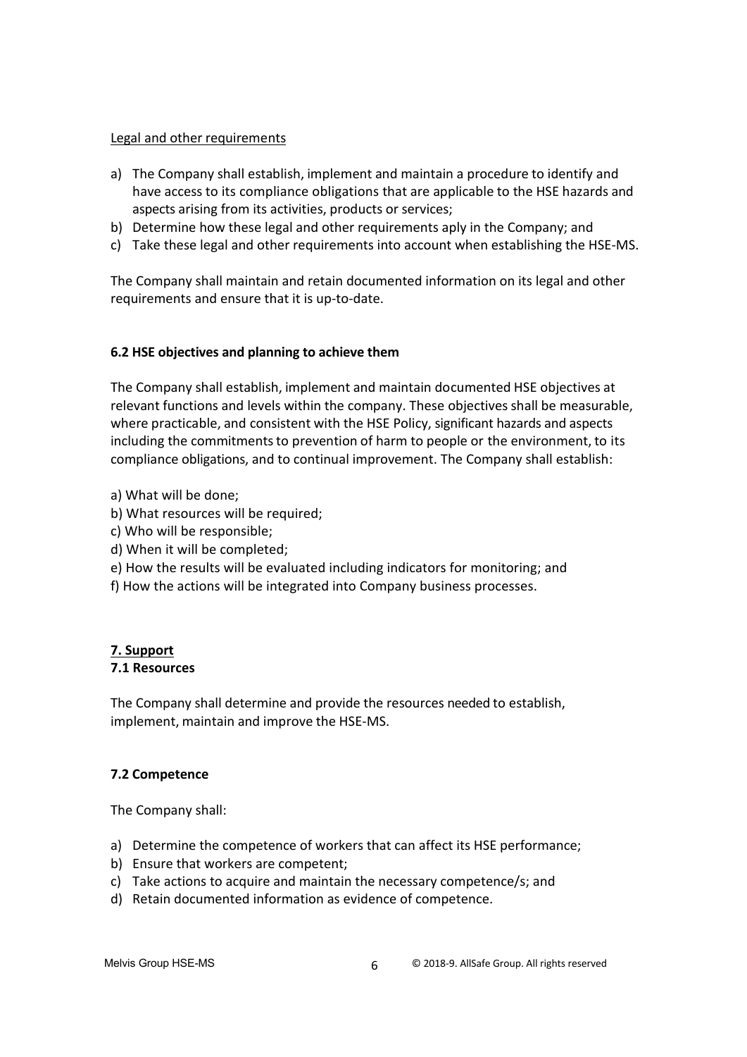<u>Legal and other requirements</u>

a) The Company shall establish, implement and maintain a procedure to identify and have access to its compliance obligations that are applicable to the HSE hazards and aspects arising from its activities, products or services;
b) Determine how these legal and other requirements aply in the Company; and
c) Take these legal and other requirements into account when establishing the HSE-MS.

The Company shall maintain and retain documented information on its legal and other requirements and ensure that it is up-to-date.

**6.2 HSE objectives and planning to achieve them**

The Company shall establish, implement and maintain documented HSE objectives at relevant functions and levels within the company. These objectives shall be measurable, where practicable, and consistent with the HSE Policy, significant hazards and aspects including the commitments to prevention of harm to people or the environment, to its compliance obligations, and to continual improvement. The Company shall establish:

a) What will be done;
b) What resources will be required;
c) Who will be responsible;
d) When it will be completed;
e) How the results will be evaluated including indicators for monitoring; and
f) How the actions will be integrated into Company business processes.

## <u>7. Support</u>

**7.1 Resources**

The Company shall determine and provide the resources needed to establish, implement, maintain and improve the HSE-MS.

**7.2 Competence**

The Company shall:

a) Determine the competence of workers that can affect its HSE performance;
b) Ensure that workers are competent;
c) Take actions to acquire and maintain the necessary competence/s; and
d) Retain documented information as evidence of competence.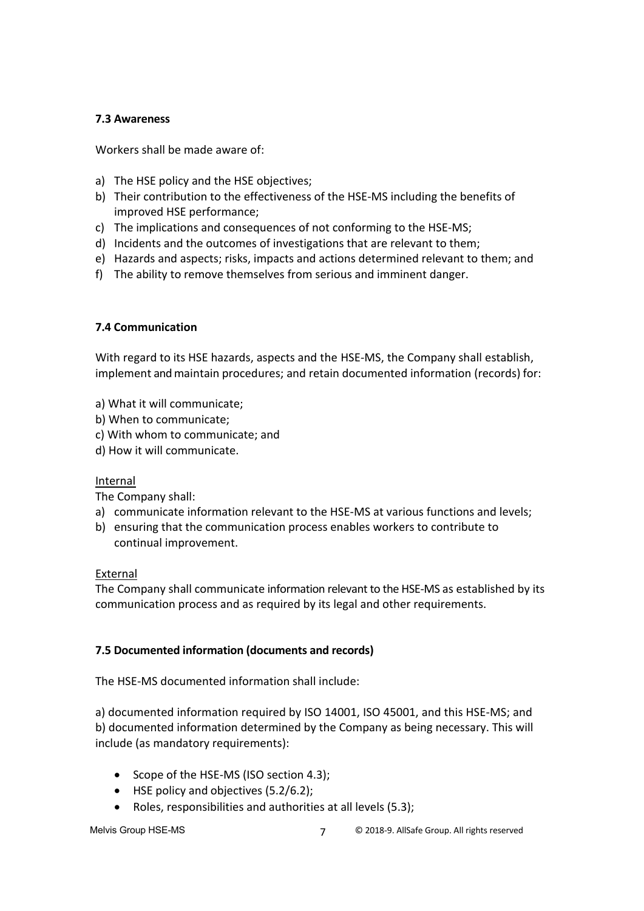### 7.3 Awareness

Workers shall be made aware of:

a) The HSE policy and the HSE objectives;
b) Their contribution to the effectiveness of the HSE-MS including the benefits of improved HSE performance;
c) The implications and consequences of not conforming to the HSE-MS;
d) Incidents and the outcomes of investigations that are relevant to them;
e) Hazards and aspects; risks, impacts and actions determined relevant to them; and
f) The ability to remove themselves from serious and imminent danger.

### 7.4 Communication

With regard to its HSE hazards, aspects and the HSE-MS, the Company shall establish, implement and maintain procedures; and retain documented information (records) for:

a) What it will communicate;
b) When to communicate;
c) With whom to communicate; and
d) How it will communicate.

<u>Internal</u>

The Company shall:

a) communicate information relevant to the HSE-MS at various functions and levels;
b) ensuring that the communication process enables workers to contribute to continual improvement.

<u>External</u>

The Company shall communicate information relevant to the HSE-MS as established by its communication process and as required by its legal and other requirements.

### 7.5 Documented information (documents and records)

The HSE-MS documented information shall include:

a) documented information required by ISO 14001, ISO 45001, and this HSE-MS; and
b) documented information determined by the Company as being necessary. This will include (as mandatory requirements):

- Scope of the HSE-MS (ISO section 4.3);
- HSE policy and objectives (5.2/6.2);
- Roles, responsibilities and authorities at all levels (5.3);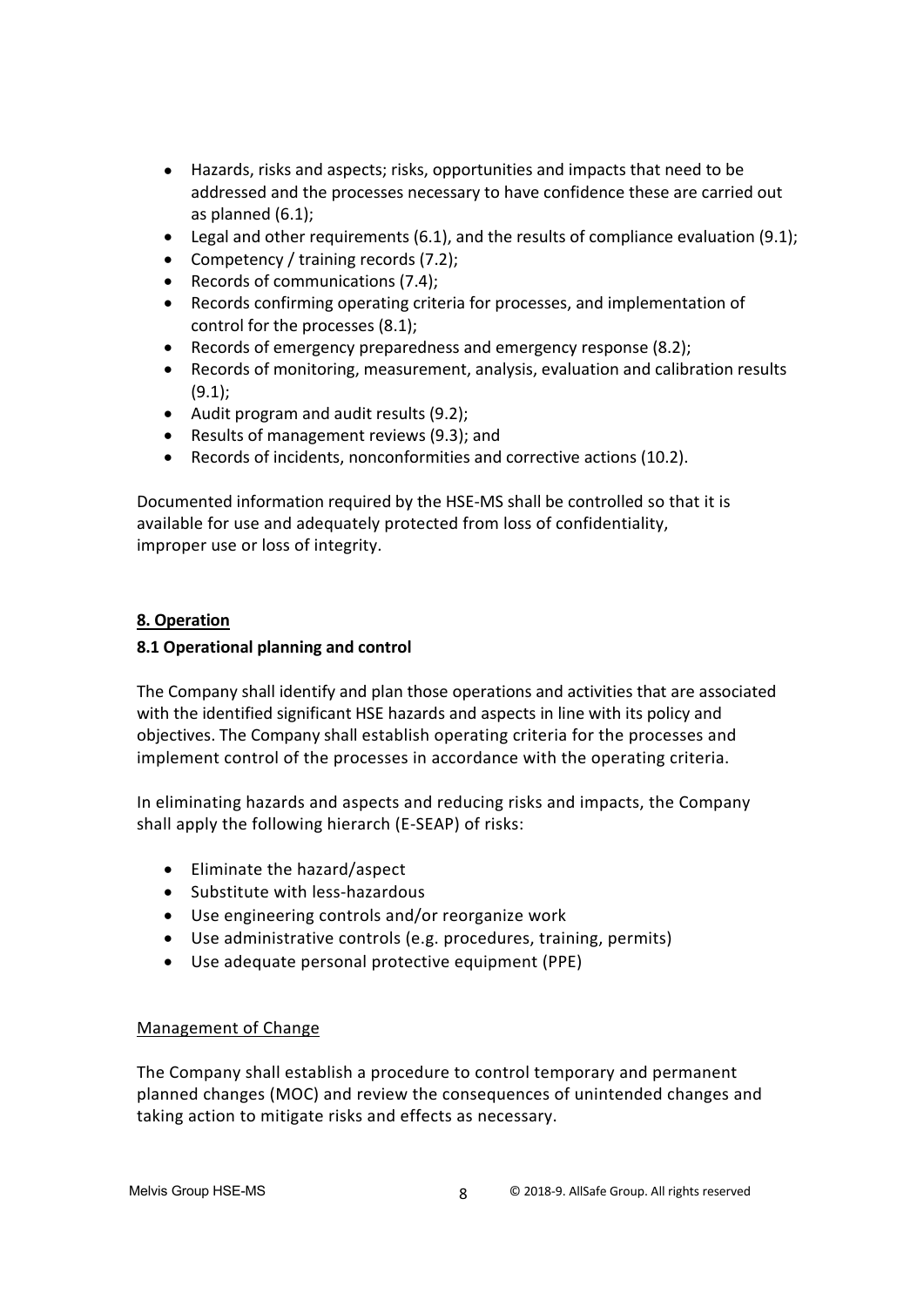- Hazards, risks and aspects; risks, opportunities and impacts that need to be addressed and the processes necessary to have confidence these are carried out as planned (6.1);
- Legal and other requirements (6.1), and the results of compliance evaluation (9.1);
- Competency / training records (7.2);
- Records of communications (7.4);
- Records confirming operating criteria for processes, and implementation of control for the processes (8.1);
- Records of emergency preparedness and emergency response (8.2);
- Records of monitoring, measurement, analysis, evaluation and calibration results (9.1);
- Audit program and audit results (9.2);
- Results of management reviews (9.3); and
- Records of incidents, nonconformities and corrective actions (10.2).

Documented information required by the HSE-MS shall be controlled so that it is available for use and adequately protected from loss of confidentiality, improper use or loss of integrity.

## 8. Operation

### 8.1 Operational planning and control

The Company shall identify and plan those operations and activities that are associated with the identified significant HSE hazards and aspects in line with its policy and objectives. The Company shall establish operating criteria for the processes and implement control of the processes in accordance with the operating criteria.

In eliminating hazards and aspects and reducing risks and impacts, the Company shall apply the following hierarch (E-SEAP) of risks:

- Eliminate the hazard/aspect
- Substitute with less-hazardous
- Use engineering controls and/or reorganize work
- Use administrative controls (e.g. procedures, training, permits)
- Use adequate personal protective equipment (PPE)

Management of Change

The Company shall establish a procedure to control temporary and permanent planned changes (MOC) and review the consequences of unintended changes and taking action to mitigate risks and effects as necessary.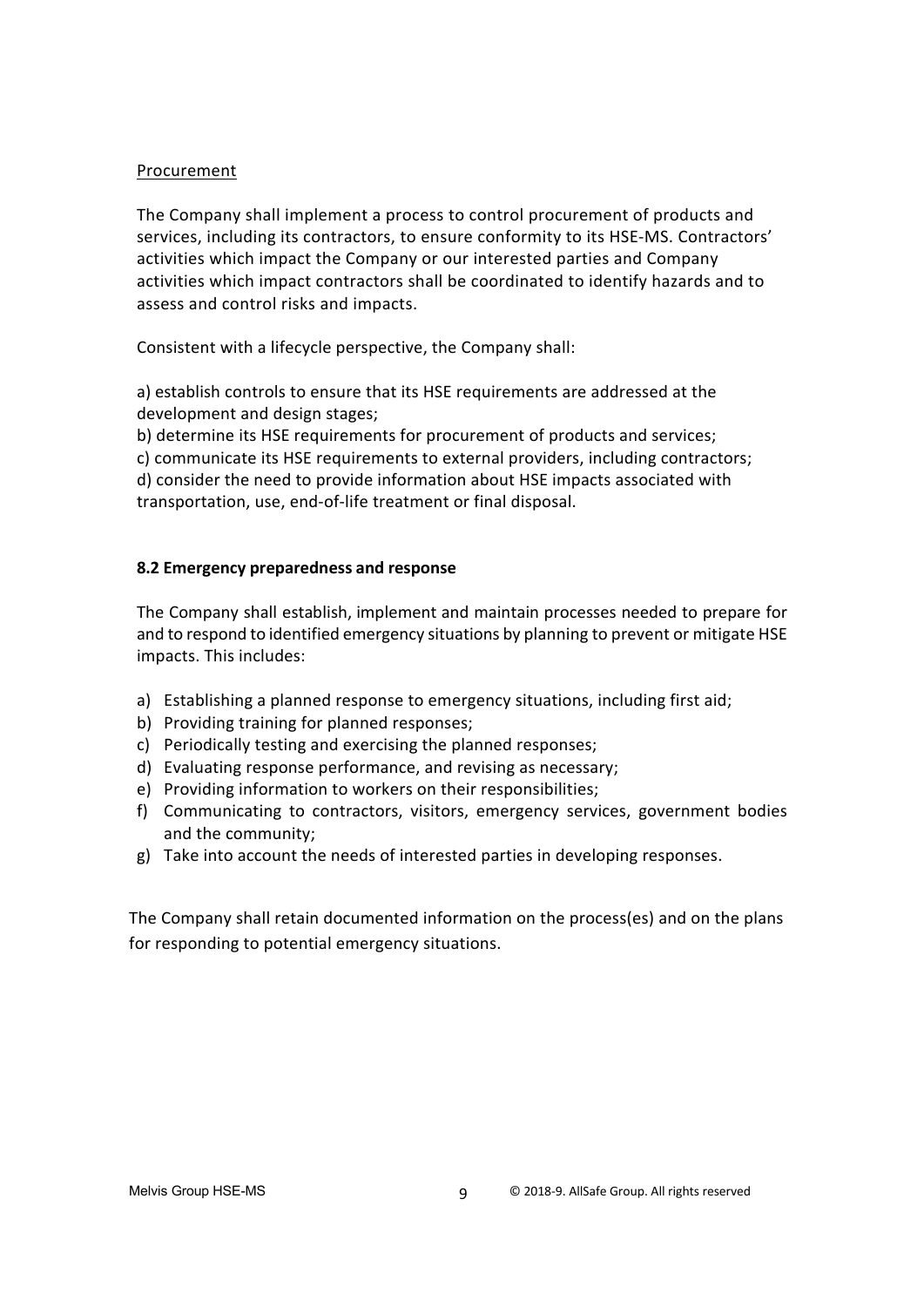Procurement

The Company shall implement a process to control procurement of products and services, including its contractors, to ensure conformity to its HSE-MS. Contractors' activities which impact the Company or our interested parties and Company activities which impact contractors shall be coordinated to identify hazards and to assess and control risks and impacts.

Consistent with a lifecycle perspective, the Company shall:

a) establish controls to ensure that its HSE requirements are addressed at the development and design stages;
b) determine its HSE requirements for procurement of products and services;
c) communicate its HSE requirements to external providers, including contractors;
d) consider the need to provide information about HSE impacts associated with transportation, use, end-of-life treatment or final disposal.

### 8.2 Emergency preparedness and response

The Company shall establish, implement and maintain processes needed to prepare for and to respond to identified emergency situations by planning to prevent or mitigate HSE impacts. This includes:

a) Establishing a planned response to emergency situations, including first aid;
b) Providing training for planned responses;
c) Periodically testing and exercising the planned responses;
d) Evaluating response performance, and revising as necessary;
e) Providing information to workers on their responsibilities;
f) Communicating to contractors, visitors, emergency services, government bodies and the community;
g) Take into account the needs of interested parties in developing responses.

The Company shall retain documented information on the process(es) and on the plans for responding to potential emergency situations.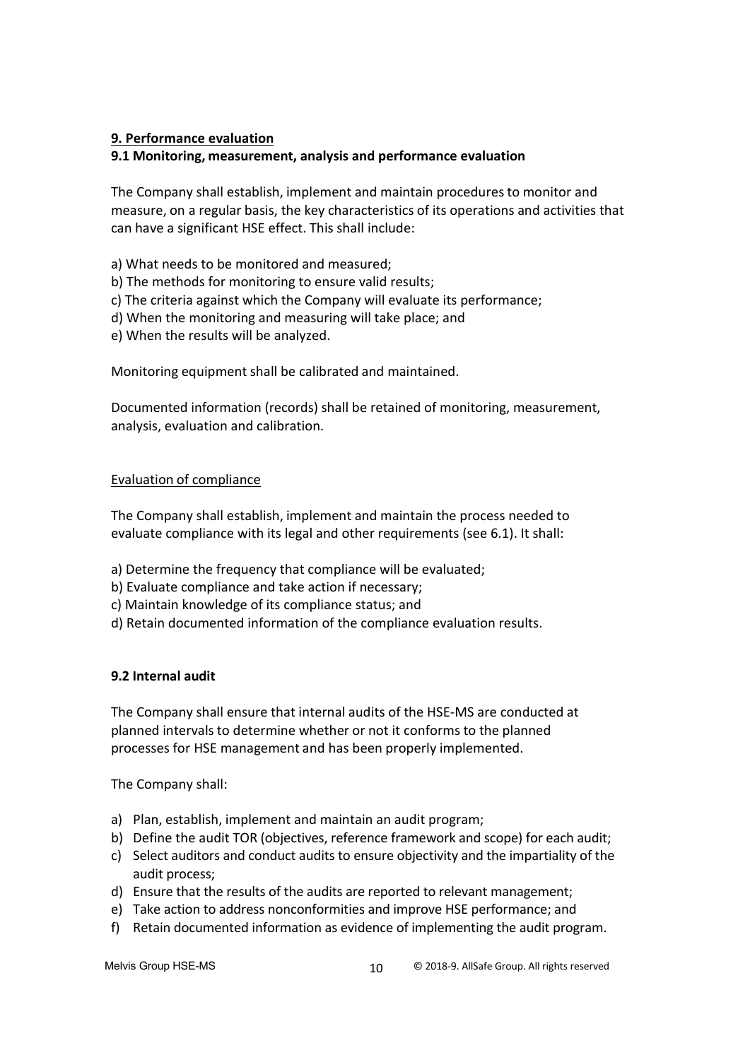## 9. Performance evaluation

### 9.1 Monitoring, measurement, analysis and performance evaluation

The Company shall establish, implement and maintain procedures to monitor and measure, on a regular basis, the key characteristics of its operations and activities that can have a significant HSE effect. This shall include:

a) What needs to be monitored and measured;
b) The methods for monitoring to ensure valid results;
c) The criteria against which the Company will evaluate its performance;
d) When the monitoring and measuring will take place; and
e) When the results will be analyzed.

Monitoring equipment shall be calibrated and maintained.

Documented information (records) shall be retained of monitoring, measurement, analysis, evaluation and calibration.

<u>Evaluation of compliance</u>

The Company shall establish, implement and maintain the process needed to evaluate compliance with its legal and other requirements (see 6.1). It shall:

a) Determine the frequency that compliance will be evaluated;
b) Evaluate compliance and take action if necessary;
c) Maintain knowledge of its compliance status; and
d) Retain documented information of the compliance evaluation results.

### 9.2 Internal audit

The Company shall ensure that internal audits of the HSE-MS are conducted at planned intervals to determine whether or not it conforms to the planned processes for HSE management and has been properly implemented.

The Company shall:

a) Plan, establish, implement and maintain an audit program;
b) Define the audit TOR (objectives, reference framework and scope) for each audit;
c) Select auditors and conduct audits to ensure objectivity and the impartiality of the audit process;
d) Ensure that the results of the audits are reported to relevant management;
e) Take action to address nonconformities and improve HSE performance; and
f) Retain documented information as evidence of implementing the audit program.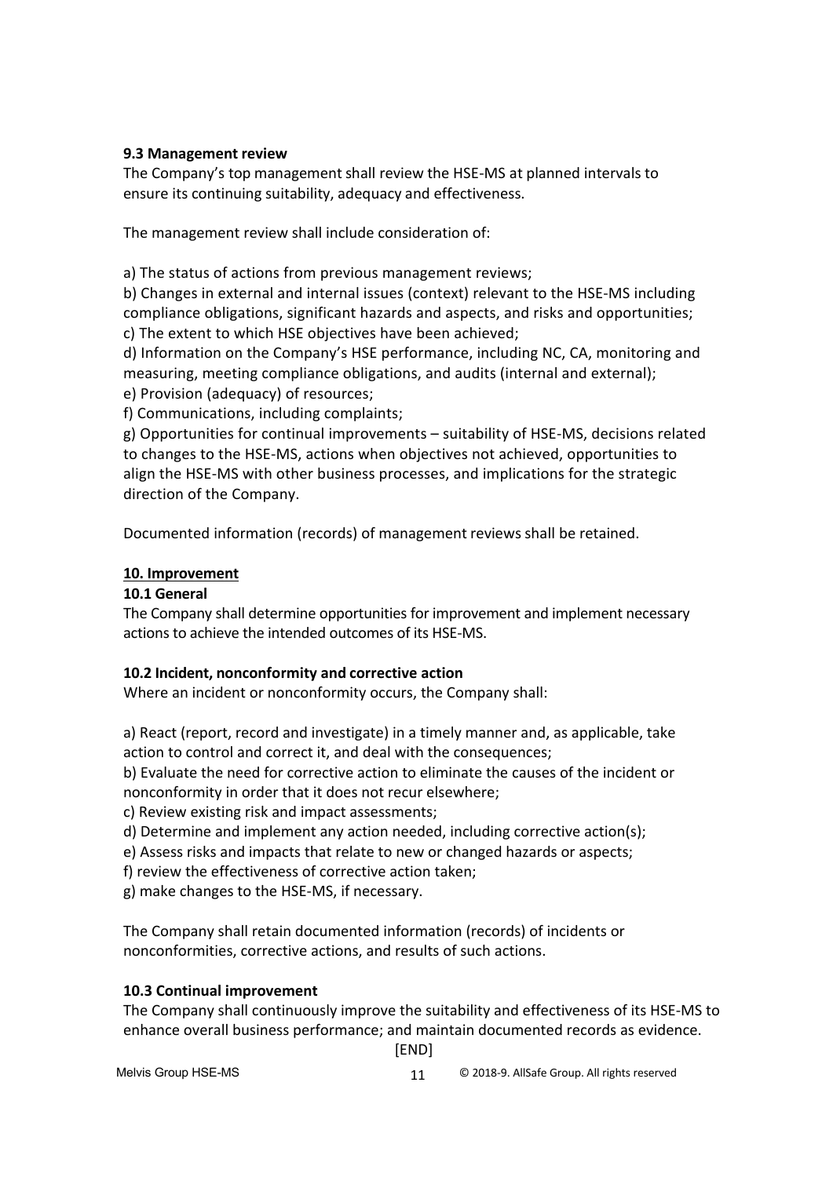### 9.3 Management review

The Company's top management shall review the HSE-MS at planned intervals to ensure its continuing suitability, adequacy and effectiveness.

The management review shall include consideration of:

a) The status of actions from previous management reviews;
b) Changes in external and internal issues (context) relevant to the HSE-MS including compliance obligations, significant hazards and aspects, and risks and opportunities;
c) The extent to which HSE objectives have been achieved;
d) Information on the Company's HSE performance, including NC, CA, monitoring and measuring, meeting compliance obligations, and audits (internal and external);
e) Provision (adequacy) of resources;
f) Communications, including complaints;
g) Opportunities for continual improvements – suitability of HSE-MS, decisions related to changes to the HSE-MS, actions when objectives not achieved, opportunities to align the HSE-MS with other business processes, and implications for the strategic direction of the Company.

Documented information (records) of management reviews shall be retained.

## 10. Improvement

### 10.1 General

The Company shall determine opportunities for improvement and implement necessary actions to achieve the intended outcomes of its HSE-MS.

### 10.2 Incident, nonconformity and corrective action

Where an incident or nonconformity occurs, the Company shall:

a) React (report, record and investigate) in a timely manner and, as applicable, take action to control and correct it, and deal with the consequences;
b) Evaluate the need for corrective action to eliminate the causes of the incident or nonconformity in order that it does not recur elsewhere;
c) Review existing risk and impact assessments;
d) Determine and implement any action needed, including corrective action(s);
e) Assess risks and impacts that relate to new or changed hazards or aspects;
f) review the effectiveness of corrective action taken;
g) make changes to the HSE-MS, if necessary.

The Company shall retain documented information (records) of incidents or nonconformities, corrective actions, and results of such actions.

### 10.3 Continual improvement

The Company shall continuously improve the suitability and effectiveness of its HSE-MS to enhance overall business performance; and maintain documented records as evidence.

[END]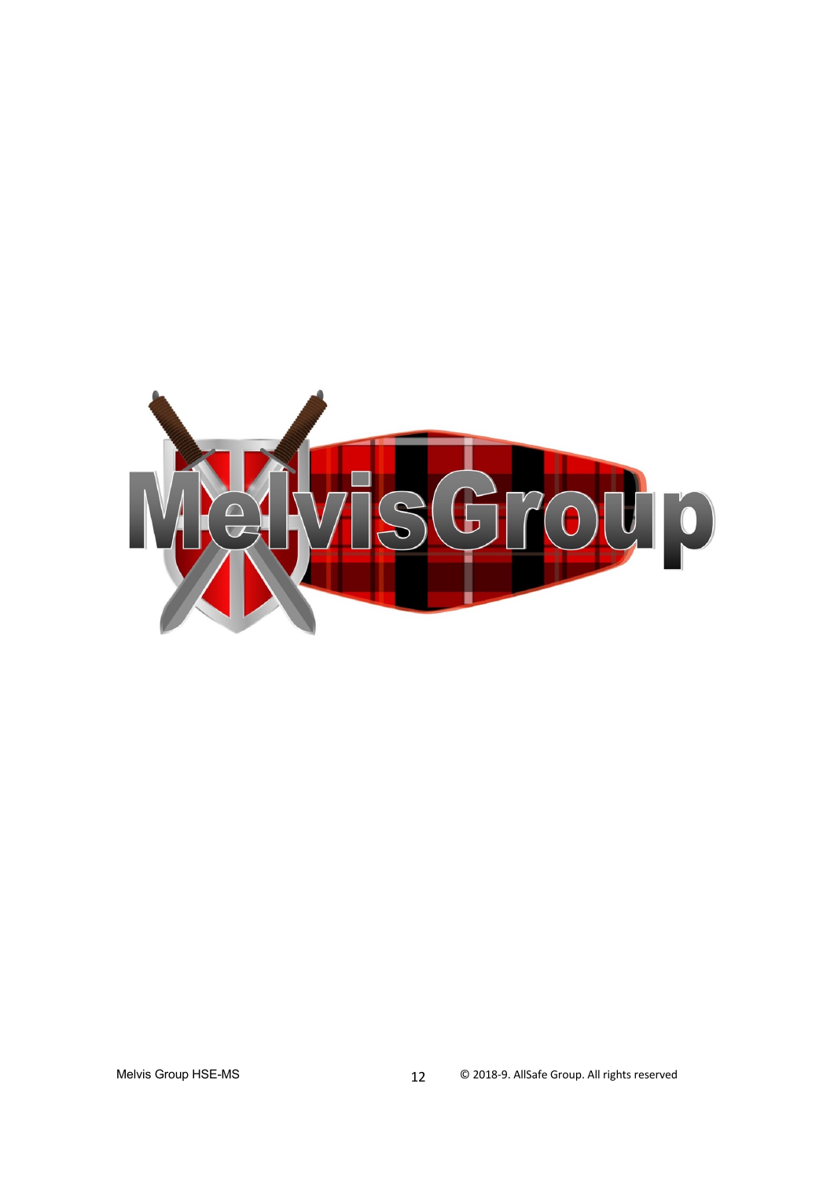MelvisGroup